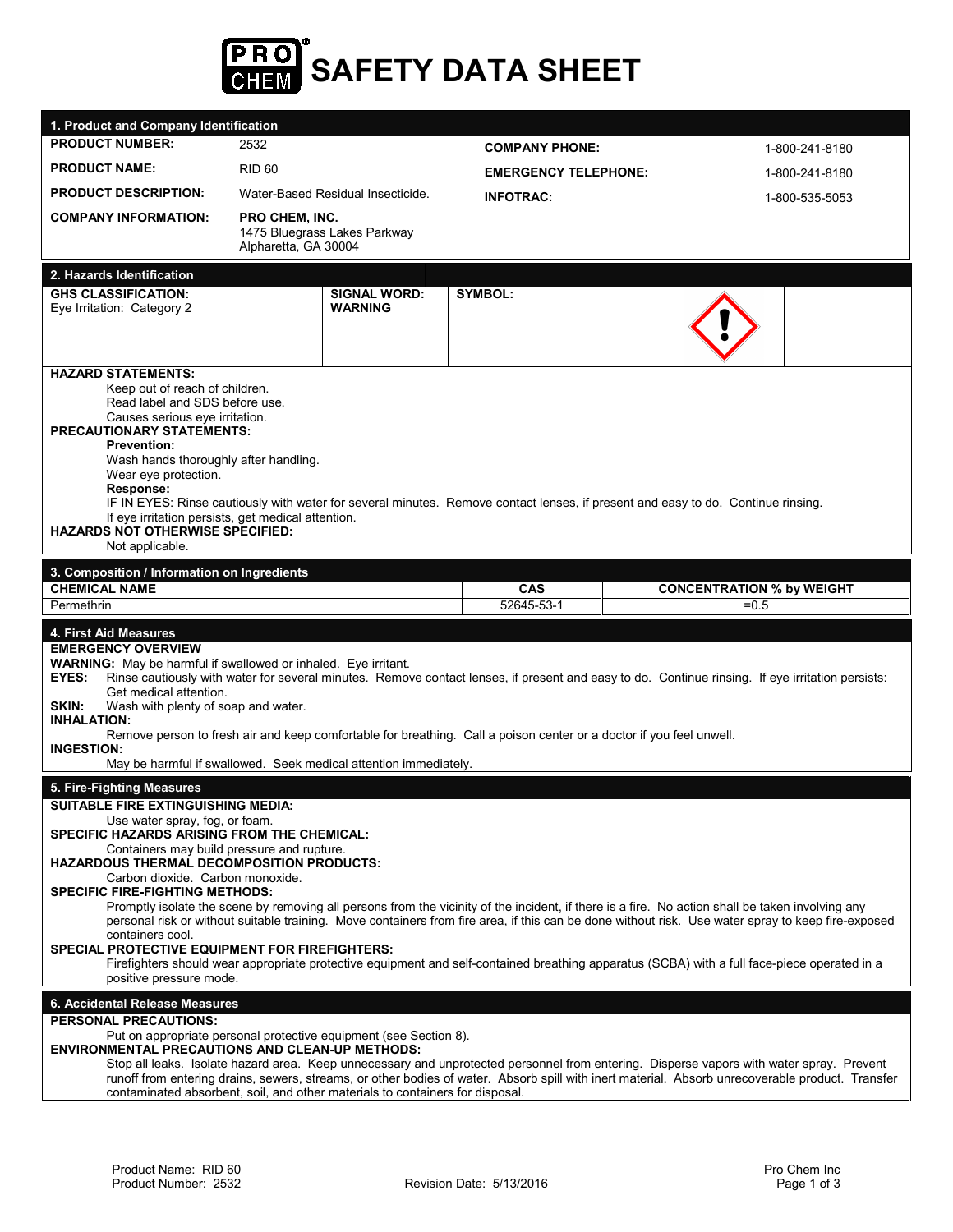# PRO CHEM SAFETY DATA SHEET

## 1. Product and Company Identification

| | | | |
|---|---|---|---|
| **PRODUCT NUMBER:** | 2532 | **COMPANY PHONE:** | 1-800-241-8180 |
| **PRODUCT NAME:** | RID 60 | **EMERGENCY TELEPHONE:** | 1-800-241-8180 |
| **PRODUCT DESCRIPTION:** | Water-Based Residual Insecticide. | **INFOTRAC:** | 1-800-535-5053 |
| **COMPANY INFORMATION:** | **PRO CHEM, INC.** 1475 Bluegrass Lakes Parkway Alpharetta, GA 30004 | | |

## 2. Hazards Identification

| **GHS CLASSIFICATION:** | **SIGNAL WORD:** | **SYMBOL:** |
|---|---|---|
| Eye Irritation: Category 2 | **WARNING** | |

**HAZARD STATEMENTS:**

Keep out of reach of children.
Read label and SDS before use.
Causes serious eye irritation.

**PRECAUTIONARY STATEMENTS:**

**Prevention:**

Wash hands thoroughly after handling.
Wear eye protection.

**Response:**

IF IN EYES: Rinse cautiously with water for several minutes. Remove contact lenses, if present and easy to do. Continue rinsing.
If eye irritation persists, get medical attention.

**HAZARDS NOT OTHERWISE SPECIFIED:**

Not applicable.

## 3. Composition / Information on Ingredients

| CHEMICAL NAME | CAS | CONCENTRATION % by WEIGHT |
|---|---|---|
| Permethrin | 52645-53-1 | =0.5 |

## 4. First Aid Measures

**EMERGENCY OVERVIEW**

**WARNING:** May be harmful if swallowed or inhaled. Eye irritant.

**EYES:** Rinse cautiously with water for several minutes. Remove contact lenses, if present and easy to do. Continue rinsing. If eye irritation persists: Get medical attention.

**SKIN:** Wash with plenty of soap and water.

**INHALATION:**

Remove person to fresh air and keep comfortable for breathing. Call a poison center or a doctor if you feel unwell.

**INGESTION:**

May be harmful if swallowed. Seek medical attention immediately.

## 5. Fire-Fighting Measures

**SUITABLE FIRE EXTINGUISHING MEDIA:**

Use water spray, fog, or foam.

**SPECIFIC HAZARDS ARISING FROM THE CHEMICAL:**

Containers may build pressure and rupture.

**HAZARDOUS THERMAL DECOMPOSITION PRODUCTS:**

Carbon dioxide. Carbon monoxide.

**SPECIFIC FIRE-FIGHTING METHODS:**

Promptly isolate the scene by removing all persons from the vicinity of the incident, if there is a fire. No action shall be taken involving any personal risk or without suitable training. Move containers from fire area, if this can be done without risk. Use water spray to keep fire-exposed containers cool.

**SPECIAL PROTECTIVE EQUIPMENT FOR FIREFIGHTERS:**

Firefighters should wear appropriate protective equipment and self-contained breathing apparatus (SCBA) with a full face-piece operated in a positive pressure mode.

## 6. Accidental Release Measures

**PERSONAL PRECAUTIONS:**

Put on appropriate personal protective equipment (see Section 8).

**ENVIRONMENTAL PRECAUTIONS AND CLEAN-UP METHODS:**

Stop all leaks. Isolate hazard area. Keep unnecessary and unprotected personnel from entering. Disperse vapors with water spray. Prevent runoff from entering drains, sewers, streams, or other bodies of water. Absorb spill with inert material. Absorb unrecoverable product. Transfer contaminated absorbent, soil, and other materials to containers for disposal.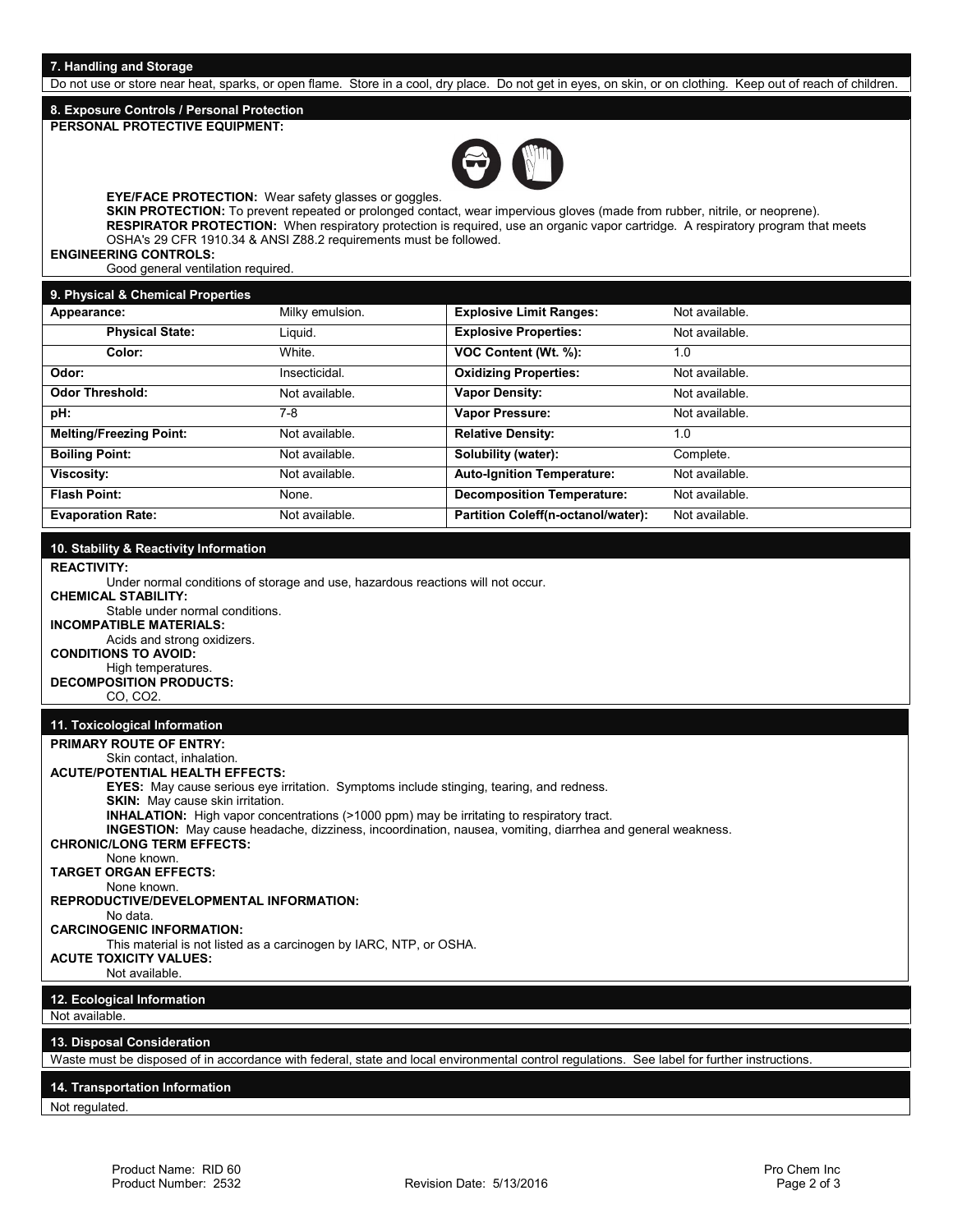## 7. Handling and Storage

Do not use or store near heat, sparks, or open flame. Store in a cool, dry place. Do not get in eyes, on skin, or on clothing. Keep out of reach of children.

## 8. Exposure Controls / Personal Protection

**PERSONAL PROTECTIVE EQUIPMENT:**

**EYE/FACE PROTECTION:** Wear safety glasses or goggles.

**SKIN PROTECTION:** To prevent repeated or prolonged contact, wear impervious gloves (made from rubber, nitrile, or neoprene).

**RESPIRATOR PROTECTION:** When respiratory protection is required, use an organic vapor cartridge. A respiratory program that meets OSHA's 29 CFR 1910.34 & ANSI Z88.2 requirements must be followed.

**ENGINEERING CONTROLS:**

Good general ventilation required.

## 9. Physical & Chemical Properties

| | | | |
|---|---|---|---|
| **Appearance:** | Milky emulsion. | **Explosive Limit Ranges:** | Not available. |
| **Physical State:** | Liquid. | **Explosive Properties:** | Not available. |
| **Color:** | White. | **VOC Content (Wt. %):** | 1.0 |
| **Odor:** | Insecticidal. | **Oxidizing Properties:** | Not available. |
| **Odor Threshold:** | Not available. | **Vapor Density:** | Not available. |
| **pH:** | 7-8 | **Vapor Pressure:** | Not available. |
| **Melting/Freezing Point:** | Not available. | **Relative Density:** | 1.0 |
| **Boiling Point:** | Not available. | **Solubility (water):** | Complete. |
| **Viscosity:** | Not available. | **Auto-Ignition Temperature:** | Not available. |
| **Flash Point:** | None. | **Decomposition Temperature:** | Not available. |
| **Evaporation Rate:** | Not available. | **Partition Coleff(n-octanol/water):** | Not available. |

## 10. Stability & Reactivity Information

**REACTIVITY:**

Under normal conditions of storage and use, hazardous reactions will not occur.

**CHEMICAL STABILITY:**

Stable under normal conditions.

**INCOMPATIBLE MATERIALS:**

Acids and strong oxidizers.

**CONDITIONS TO AVOID:**

High temperatures.

**DECOMPOSITION PRODUCTS:**

CO, $CO_2$.

## 11. Toxicological Information

**PRIMARY ROUTE OF ENTRY:**

Skin contact, inhalation.

**ACUTE/POTENTIAL HEALTH EFFECTS:**

**EYES:** May cause serious eye irritation. Symptoms include stinging, tearing, and redness.

**SKIN:** May cause skin irritation.

**INHALATION:** High vapor concentrations (>1000 ppm) may be irritating to respiratory tract.

**INGESTION:** May cause headache, dizziness, incoordination, nausea, vomiting, diarrhea and general weakness.

**CHRONIC/LONG TERM EFFECTS:**

None known.

**TARGET ORGAN EFFECTS:**

None known.

**REPRODUCTIVE/DEVELOPMENTAL INFORMATION:**

No data.

**CARCINOGENIC INFORMATION:**

This material is not listed as a carcinogen by IARC, NTP, or OSHA.

**ACUTE TOXICITY VALUES:**

Not available.

## 12. Ecological Information

Not available.

## 13. Disposal Consideration

Waste must be disposed of in accordance with federal, state and local environmental control regulations. See label for further instructions.

## 14. Transportation Information

Not regulated.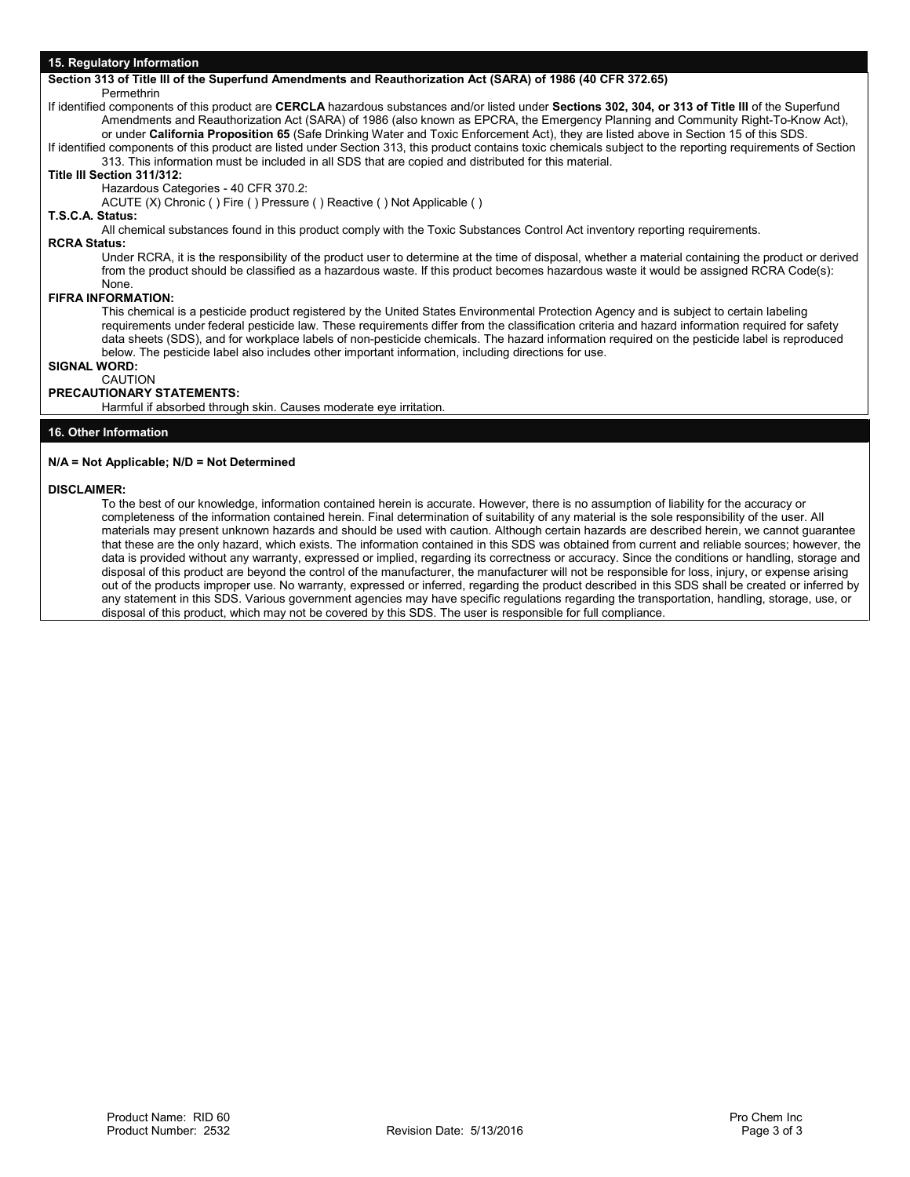## 15. Regulatory Information

**Section 313 of Title III of the Superfund Amendments and Reauthorization Act (SARA) of 1986 (40 CFR 372.65)**

Permethrin

If identified components of this product are **CERCLA** hazardous substances and/or listed under **Sections 302, 304, or 313 of Title III** of the Superfund Amendments and Reauthorization Act (SARA) of 1986 (also known as EPCRA, the Emergency Planning and Community Right-To-Know Act), or under **California Proposition 65** (Safe Drinking Water and Toxic Enforcement Act), they are listed above in Section 15 of this SDS.

If identified components of this product are listed under Section 313, this product contains toxic chemicals subject to the reporting requirements of Section 313. This information must be included in all SDS that are copied and distributed for this material.

**Title III Section 311/312:**

Hazardous Categories - 40 CFR 370.2:

ACUTE (X) Chronic ( ) Fire ( ) Pressure ( ) Reactive ( ) Not Applicable ( )

**T.S.C.A. Status:**

All chemical substances found in this product comply with the Toxic Substances Control Act inventory reporting requirements.

**RCRA Status:**

Under RCRA, it is the responsibility of the product user to determine at the time of disposal, whether a material containing the product or derived from the product should be classified as a hazardous waste. If this product becomes hazardous waste it would be assigned RCRA Code(s): None.

**FIFRA INFORMATION:**

This chemical is a pesticide product registered by the United States Environmental Protection Agency and is subject to certain labeling requirements under federal pesticide law. These requirements differ from the classification criteria and hazard information required for safety data sheets (SDS), and for workplace labels of non-pesticide chemicals. The hazard information required on the pesticide label is reproduced below. The pesticide label also includes other important information, including directions for use.

**SIGNAL WORD:**

CAUTION

**PRECAUTIONARY STATEMENTS:**

Harmful if absorbed through skin. Causes moderate eye irritation.

## 16. Other Information

**N/A = Not Applicable; N/D = Not Determined**

**DISCLAIMER:**

To the best of our knowledge, information contained herein is accurate. However, there is no assumption of liability for the accuracy or completeness of the information contained herein. Final determination of suitability of any material is the sole responsibility of the user. All materials may present unknown hazards and should be used with caution. Although certain hazards are described herein, we cannot guarantee that these are the only hazard, which exists. The information contained in this SDS was obtained from current and reliable sources; however, the data is provided without any warranty, expressed or implied, regarding its correctness or accuracy. Since the conditions or handling, storage and disposal of this product are beyond the control of the manufacturer, the manufacturer will not be responsible for loss, injury, or expense arising out of the products improper use. No warranty, expressed or inferred, regarding the product described in this SDS shall be created or inferred by any statement in this SDS. Various government agencies may have specific regulations regarding the transportation, handling, storage, use, or disposal of this product, which may not be covered by this SDS. The user is responsible for full compliance.